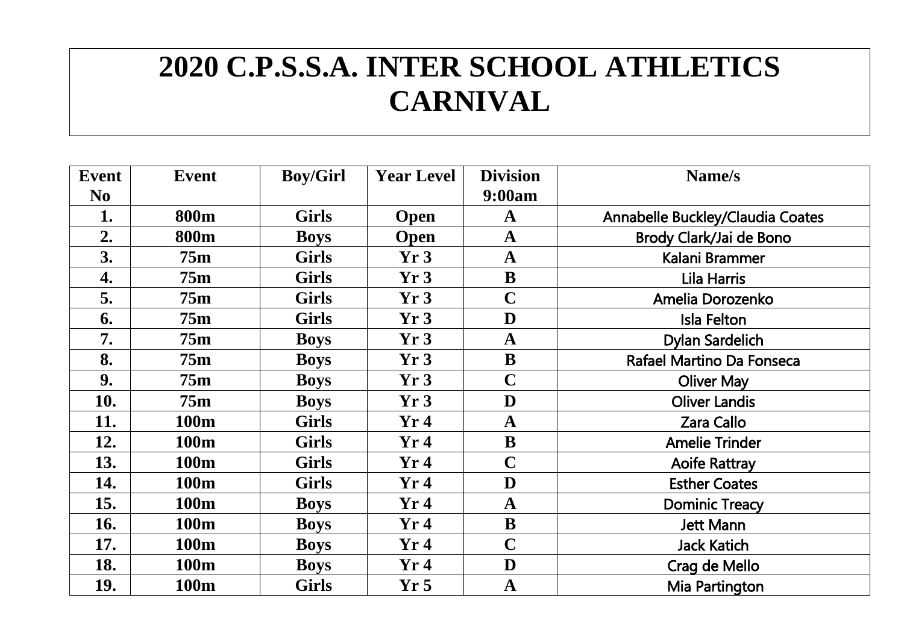# 2020 C.P.S.S.A. INTER SCHOOL ATHLETICS CARNIVAL

| Event No | Event | Boy/Girl | Year Level | Division 9:00am | Name/s |
|---|---|---|---|---|---|
| 1. | 800m | Girls | Open | A | Annabelle Buckley/Claudia Coates |
| 2. | 800m | Boys | Open | A | Brody Clark/Jai de Bono |
| 3. | 75m | Girls | Yr 3 | A | Kalani Brammer |
| 4. | 75m | Girls | Yr 3 | B | Lila Harris |
| 5. | 75m | Girls | Yr 3 | C | Amelia Dorozenko |
| 6. | 75m | Girls | Yr 3 | D | Isla Felton |
| 7. | 75m | Boys | Yr 3 | A | Dylan Sardelich |
| 8. | 75m | Boys | Yr 3 | B | Rafael Martino Da Fonseca |
| 9. | 75m | Boys | Yr 3 | C | Oliver May |
| 10. | 75m | Boys | Yr 3 | D | Oliver Landis |
| 11. | 100m | Girls | Yr 4 | A | Zara Callo |
| 12. | 100m | Girls | Yr 4 | B | Amelie Trinder |
| 13. | 100m | Girls | Yr 4 | C | Aoife Rattray |
| 14. | 100m | Girls | Yr 4 | D | Esther Coates |
| 15. | 100m | Boys | Yr 4 | A | Dominic Treacy |
| 16. | 100m | Boys | Yr 4 | B | Jett Mann |
| 17. | 100m | Boys | Yr 4 | C | Jack Katich |
| 18. | 100m | Boys | Yr 4 | D | Crag de Mello |
| 19. | 100m | Girls | Yr 5 | A | Mia Partington |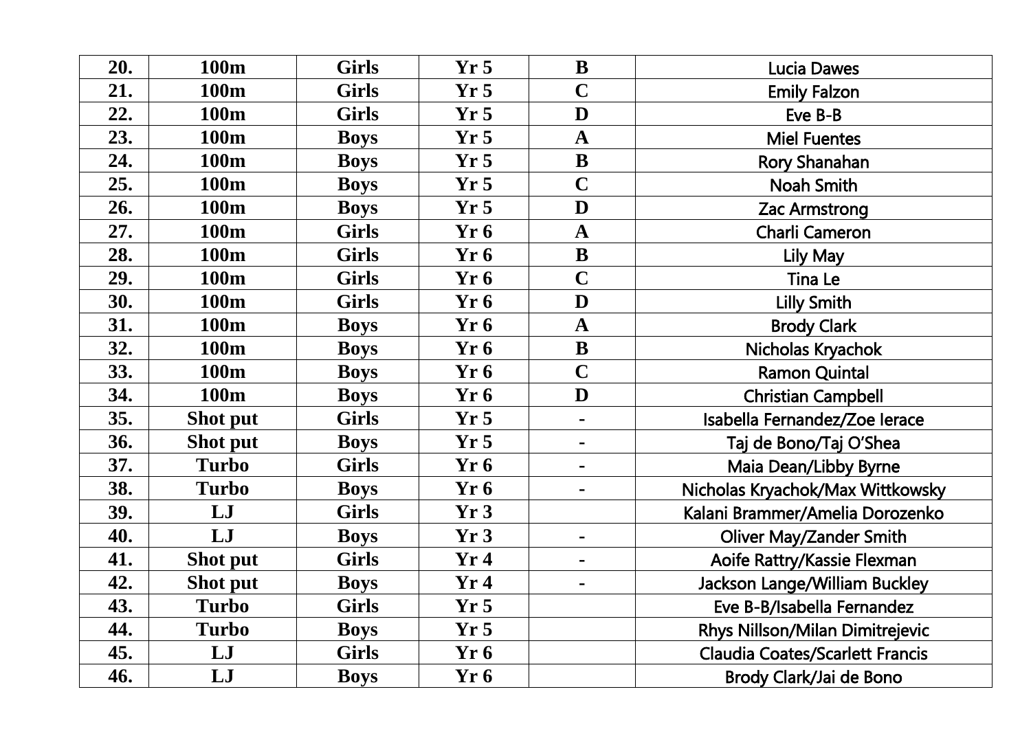| 20. | 100m | Girls | Yr 5 | B | Lucia Dawes |
|---|---|---|---|---|---|
| 21. | 100m | Girls | Yr 5 | C | Emily Falzon |
| 22. | 100m | Girls | Yr 5 | D | Eve B-B |
| 23. | 100m | Boys | Yr 5 | A | Miel Fuentes |
| 24. | 100m | Boys | Yr 5 | B | Rory Shanahan |
| 25. | 100m | Boys | Yr 5 | C | Noah Smith |
| 26. | 100m | Boys | Yr 5 | D | Zac Armstrong |
| 27. | 100m | Girls | Yr 6 | A | Charli Cameron |
| 28. | 100m | Girls | Yr 6 | B | Lily May |
| 29. | 100m | Girls | Yr 6 | C | Tina Le |
| 30. | 100m | Girls | Yr 6 | D | Lilly Smith |
| 31. | 100m | Boys | Yr 6 | A | Brody Clark |
| 32. | 100m | Boys | Yr 6 | B | Nicholas Kryachok |
| 33. | 100m | Boys | Yr 6 | C | Ramon Quintal |
| 34. | 100m | Boys | Yr 6 | D | Christian Campbell |
| 35. | Shot put | Girls | Yr 5 | - | Isabella Fernandez/Zoe Ierace |
| 36. | Shot put | Boys | Yr 5 | - | Taj de Bono/Taj O'Shea |
| 37. | Turbo | Girls | Yr 6 | - | Maia Dean/Libby Byrne |
| 38. | Turbo | Boys | Yr 6 | - | Nicholas Kryachok/Max Wittkowsky |
| 39. | LJ | Girls | Yr 3 | | Kalani Brammer/Amelia Dorozenko |
| 40. | LJ | Boys | Yr 3 | - | Oliver May/Zander Smith |
| 41. | Shot put | Girls | Yr 4 | - | Aoife Rattry/Kassie Flexman |
| 42. | Shot put | Boys | Yr 4 | - | Jackson Lange/William Buckley |
| 43. | Turbo | Girls | Yr 5 | | Eve B-B/Isabella Fernandez |
| 44. | Turbo | Boys | Yr 5 | | Rhys Nillson/Milan Dimitrejevic |
| 45. | LJ | Girls | Yr 6 | | Claudia Coates/Scarlett Francis |
| 46. | LJ | Boys | Yr 6 | | Brody Clark/Jai de Bono |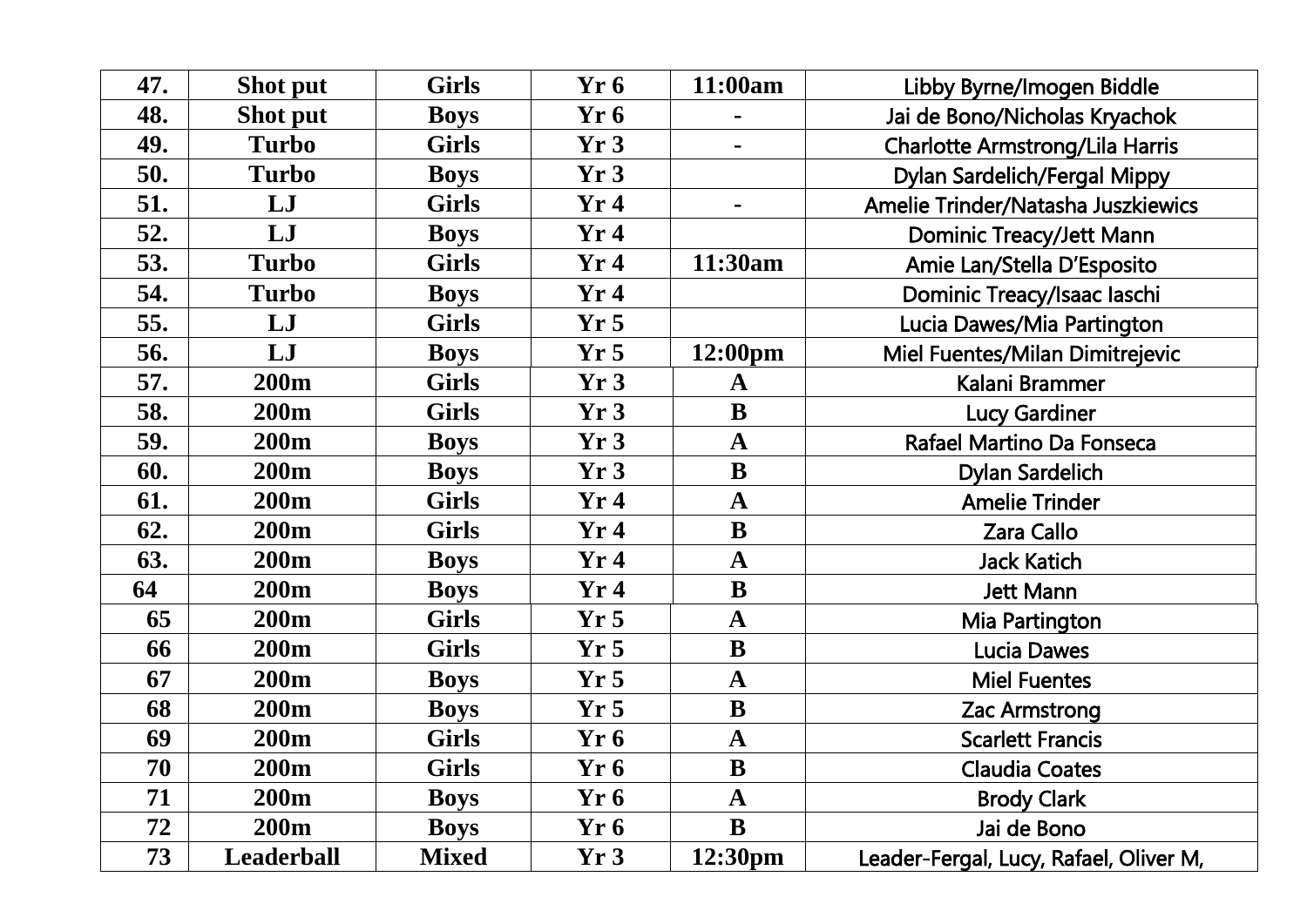| 47. | Shot put | Girls | Yr 6 | 11:00am | Libby Byrne/Imogen Biddle |
|---|---|---|---|---|---|
| 48. | Shot put | Boys | Yr 6 | - | Jai de Bono/Nicholas Kryachok |
| 49. | Turbo | Girls | Yr 3 | - | Charlotte Armstrong/Lila Harris |
| 50. | Turbo | Boys | Yr 3 | | Dylan Sardelich/Fergal Mippy |
| 51. | LJ | Girls | Yr 4 | - | Amelie Trinder/Natasha Juszkiewics |
| 52. | LJ | Boys | Yr 4 | | Dominic Treacy/Jett Mann |
| 53. | Turbo | Girls | Yr 4 | 11:30am | Amie Lan/Stella D'Esposito |
| 54. | Turbo | Boys | Yr 4 | | Dominic Treacy/Isaac Iaschi |
| 55. | LJ | Girls | Yr 5 | | Lucia Dawes/Mia Partington |
| 56. | LJ | Boys | Yr 5 | 12:00pm | Miel Fuentes/Milan Dimitrejevic |
| 57. | 200m | Girls | Yr 3 | A | Kalani Brammer |
| 58. | 200m | Girls | Yr 3 | B | Lucy Gardiner |
| 59. | 200m | Boys | Yr 3 | A | Rafael Martino Da Fonseca |
| 60. | 200m | Boys | Yr 3 | B | Dylan Sardelich |
| 61. | 200m | Girls | Yr 4 | A | Amelie Trinder |
| 62. | 200m | Girls | Yr 4 | B | Zara Callo |
| 63. | 200m | Boys | Yr 4 | A | Jack Katich |
| 64 | 200m | Boys | Yr 4 | B | Jett Mann |
| 65 | 200m | Girls | Yr 5 | A | Mia Partington |
| 66 | 200m | Girls | Yr 5 | B | Lucia Dawes |
| 67 | 200m | Boys | Yr 5 | A | Miel Fuentes |
| 68 | 200m | Boys | Yr 5 | B | Zac Armstrong |
| 69 | 200m | Girls | Yr 6 | A | Scarlett Francis |
| 70 | 200m | Girls | Yr 6 | B | Claudia Coates |
| 71 | 200m | Boys | Yr 6 | A | Brody Clark |
| 72 | 200m | Boys | Yr 6 | B | Jai de Bono |
| 73 | Leaderball | Mixed | Yr 3 | 12:30pm | Leader-Fergal, Lucy, Rafael, Oliver M, |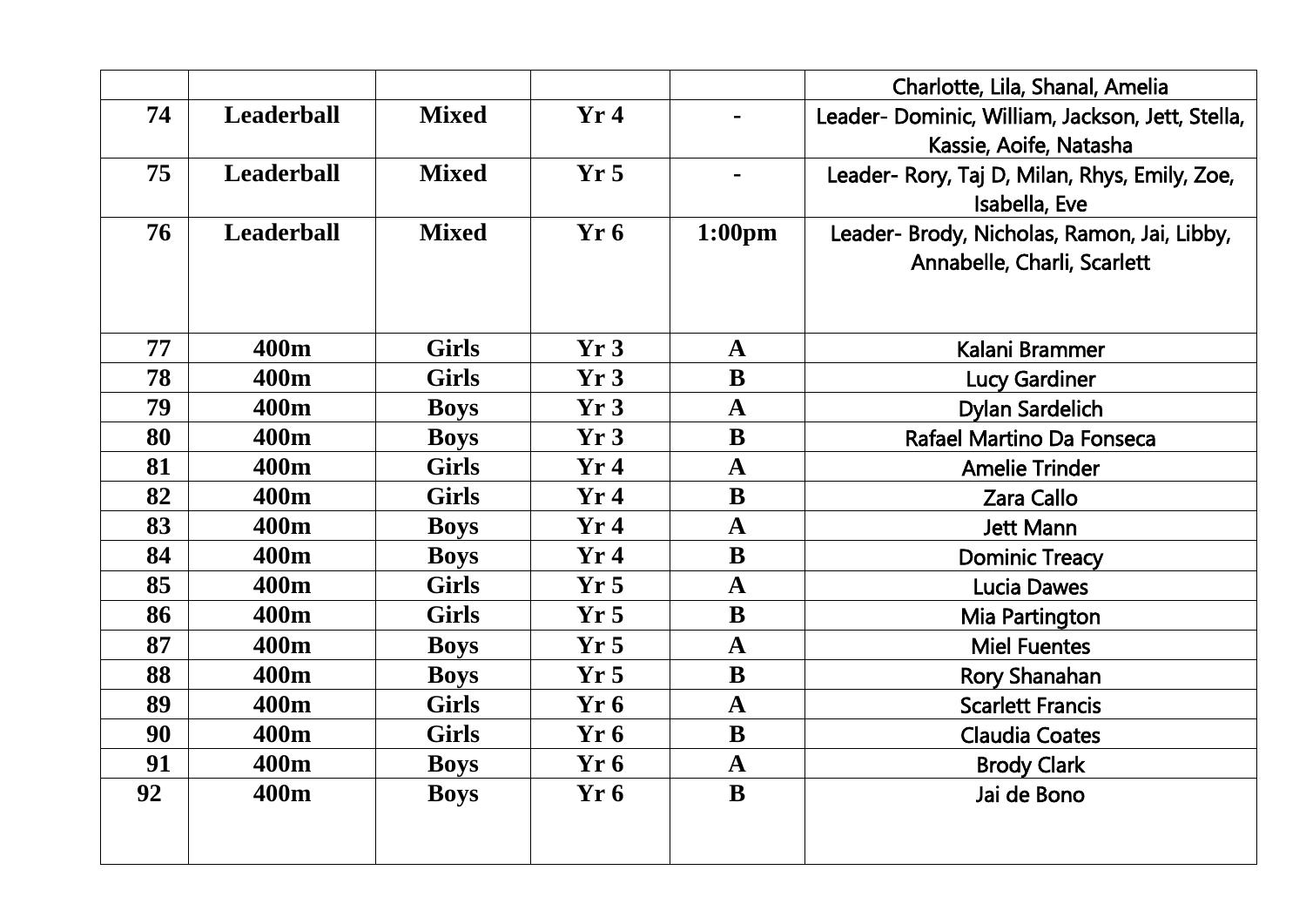|  |  |  |  |  | Charlotte, Lila, Shanal, Amelia |
|---|---|---|---|---|---|
| 74 | **Leaderball** | **Mixed** | **Yr 4** | - | Leader- Dominic, William, Jackson, Jett, Stella, Kassie, Aoife, Natasha |
| 75 | **Leaderball** | **Mixed** | **Yr 5** | - | Leader- Rory, Taj D, Milan, Rhys, Emily, Zoe, Isabella, Eve |
| 76 | **Leaderball** | **Mixed** | **Yr 6** | **1:00pm** | Leader- Brody, Nicholas, Ramon, Jai, Libby, Annabelle, Charli, Scarlett |
| 77 | **400m** | **Girls** | **Yr 3** | **A** | Kalani Brammer |
| 78 | **400m** | **Girls** | **Yr 3** | **B** | Lucy Gardiner |
| 79 | **400m** | **Boys** | **Yr 3** | **A** | Dylan Sardelich |
| 80 | **400m** | **Boys** | **Yr 3** | **B** | Rafael Martino Da Fonseca |
| 81 | **400m** | **Girls** | **Yr 4** | **A** | Amelie Trinder |
| 82 | **400m** | **Girls** | **Yr 4** | **B** | Zara Callo |
| 83 | **400m** | **Boys** | **Yr 4** | **A** | Jett Mann |
| 84 | **400m** | **Boys** | **Yr 4** | **B** | Dominic Treacy |
| 85 | **400m** | **Girls** | **Yr 5** | **A** | Lucia Dawes |
| 86 | **400m** | **Girls** | **Yr 5** | **B** | Mia Partington |
| 87 | **400m** | **Boys** | **Yr 5** | **A** | Miel Fuentes |
| 88 | **400m** | **Boys** | **Yr 5** | **B** | Rory Shanahan |
| 89 | **400m** | **Girls** | **Yr 6** | **A** | Scarlett Francis |
| 90 | **400m** | **Girls** | **Yr 6** | **B** | Claudia Coates |
| 91 | **400m** | **Boys** | **Yr 6** | **A** | Brody Clark |
| 92 | **400m** | **Boys** | **Yr 6** | **B** | Jai de Bono |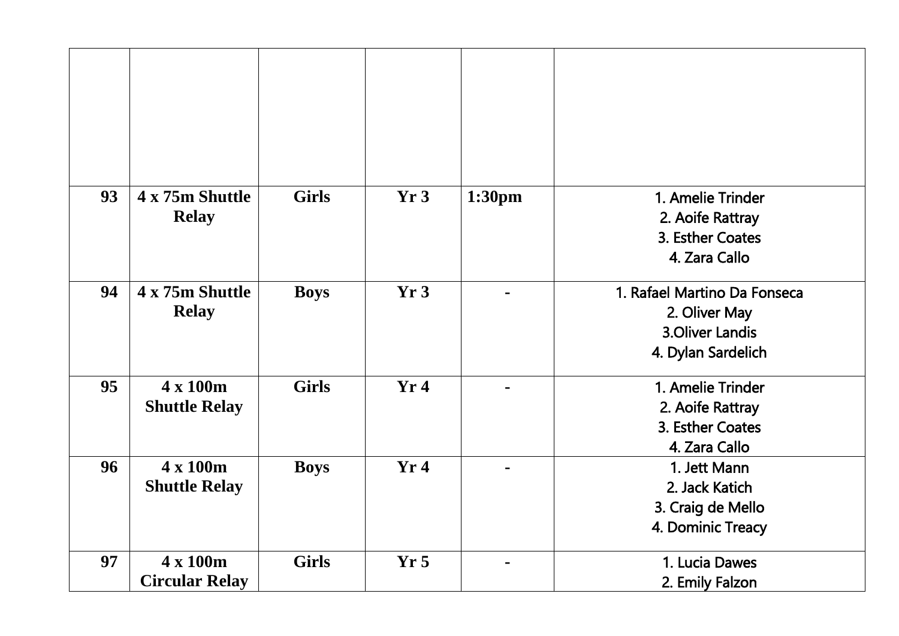| | | | | | |
|---|---|---|---|---|---|
| 93 | **4 x 75m Shuttle Relay** | **Girls** | **Yr 3** | **1:30pm** | 1. Amelie Trinder<br>2. Aoife Rattray<br>3. Esther Coates<br>4. Zara Callo |
| 94 | **4 x 75m Shuttle Relay** | **Boys** | **Yr 3** | - | 1. Rafael Martino Da Fonseca<br>2. Oliver May<br>3.Oliver Landis<br>4. Dylan Sardelich |
| 95 | **4 x 100m Shuttle Relay** | **Girls** | **Yr 4** | - | 1. Amelie Trinder<br>2. Aoife Rattray<br>3. Esther Coates<br>4. Zara Callo |
| 96 | **4 x 100m Shuttle Relay** | **Boys** | **Yr 4** | - | 1. Jett Mann<br>2. Jack Katich<br>3. Craig de Mello<br>4. Dominic Treacy |
| 97 | **4 x 100m Circular Relay** | **Girls** | **Yr 5** | - | 1. Lucia Dawes<br>2. Emily Falzon |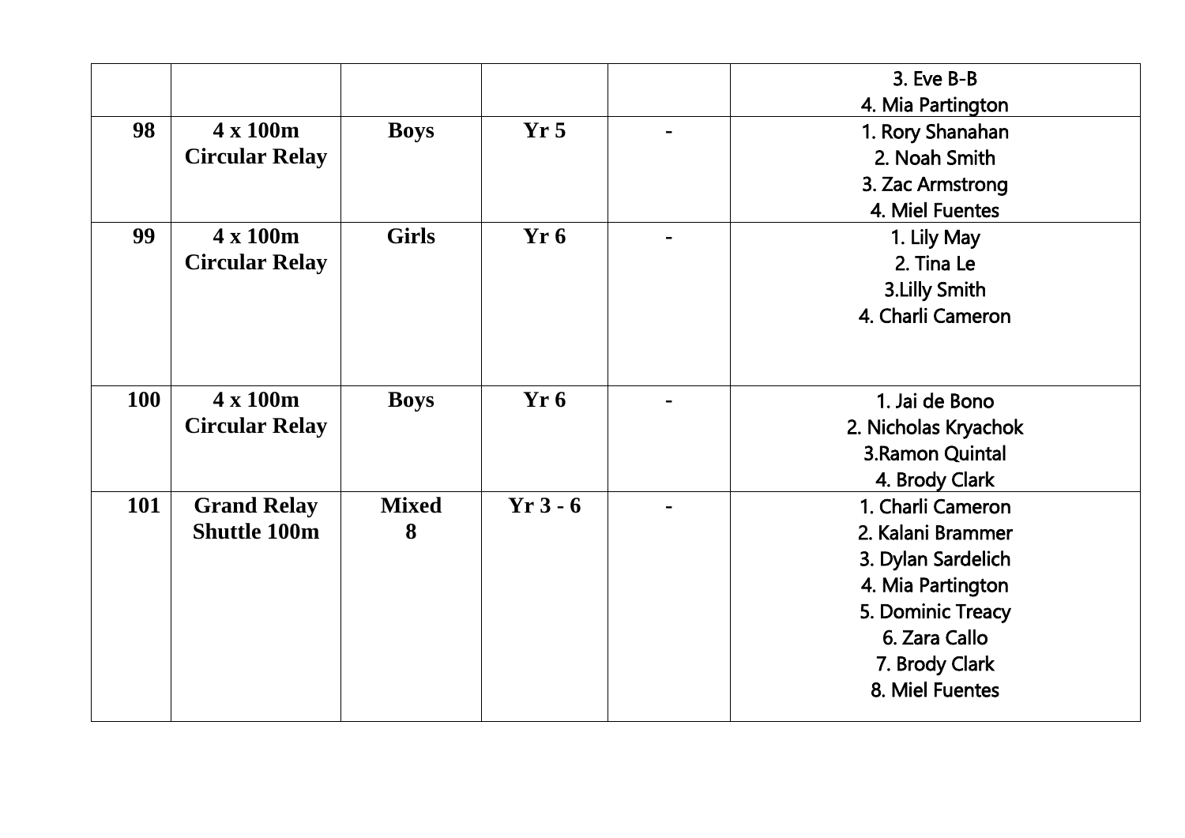| | | | | | |
|---|---|---|---|---|---|
| | | | | | 3. Eve B-B<br>4. Mia Partington |
| **98** | **4 x 100m Circular Relay** | **Boys** | **Yr 5** | - | 1. Rory Shanahan<br>2. Noah Smith<br>3. Zac Armstrong<br>4. Miel Fuentes |
| **99** | **4 x 100m Circular Relay** | **Girls** | **Yr 6** | - | 1. Lily May<br>2. Tina Le<br>3.Lilly Smith<br>4. Charli Cameron |
| **100** | **4 x 100m Circular Relay** | **Boys** | **Yr 6** | - | 1. Jai de Bono<br>2. Nicholas Kryachok<br>3.Ramon Quintal<br>4. Brody Clark |
| **101** | **Grand Relay Shuttle 100m** | **Mixed 8** | **Yr 3 - 6** | - | 1. Charli Cameron<br>2. Kalani Brammer<br>3. Dylan Sardelich<br>4. Mia Partington<br>5. Dominic Treacy<br>6. Zara Callo<br>7. Brody Clark<br>8. Miel Fuentes |